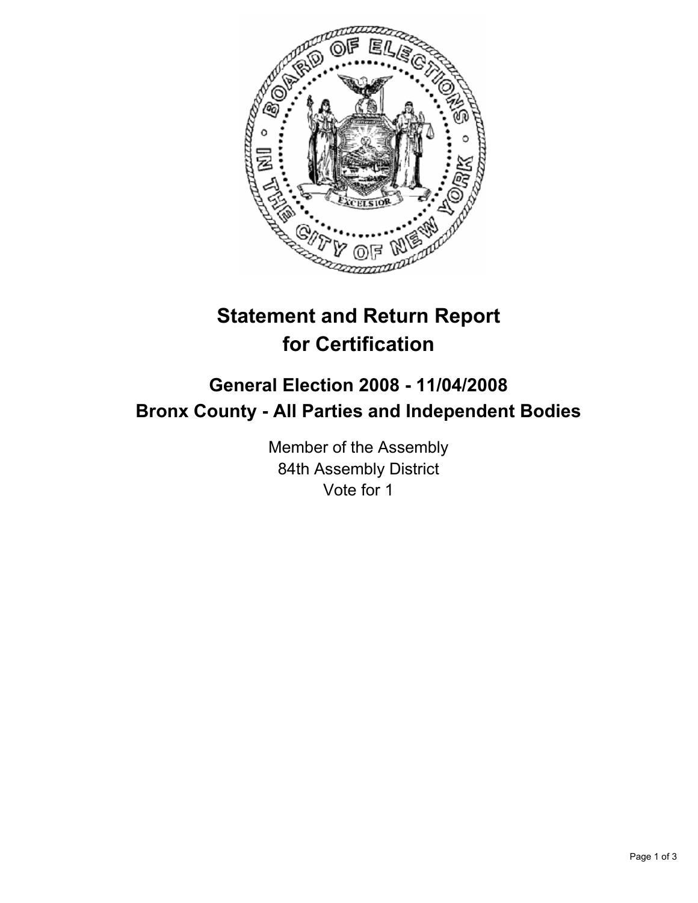# Statement and Return Report for Certification

## General Election 2008 - 11/04/2008
## Bronx County - All Parties and Independent Bodies

Member of the Assembly
84th Assembly District
Vote for 1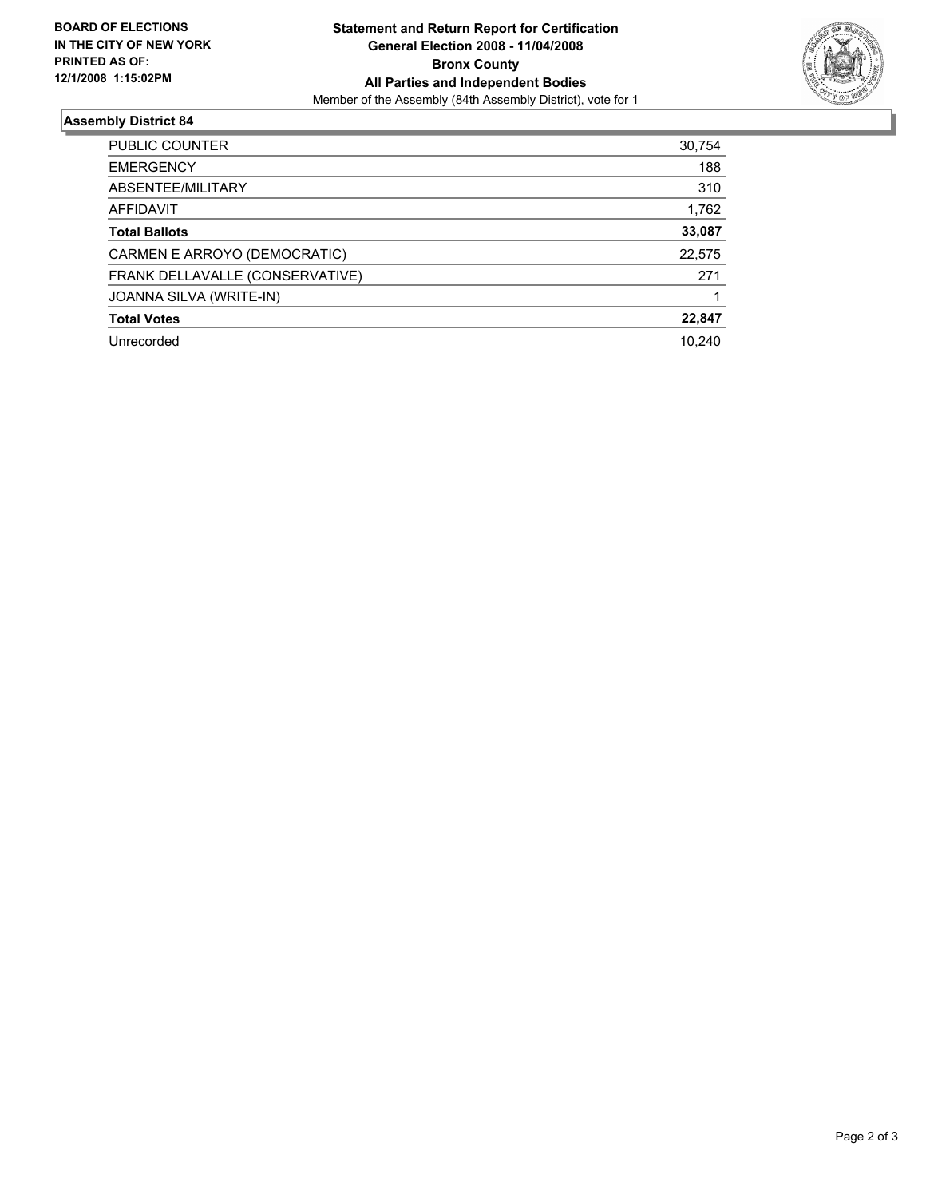**BOARD OF ELECTIONS IN THE CITY OF NEW YORK PRINTED AS OF: 12/1/2008 1:15:02PM**

**Statement and Return Report for Certification**
**General Election 2008 - 11/04/2008**
**Bronx County**
**All Parties and Independent Bodies**
Member of the Assembly (84th Assembly District), vote for 1

## Assembly District 84

| | |
|---|---|
| PUBLIC COUNTER | 30,754 |
| EMERGENCY | 188 |
| ABSENTEE/MILITARY | 310 |
| AFFIDAVIT | 1,762 |
| **Total Ballots** | **33,087** |
| CARMEN E ARROYO (DEMOCRATIC) | 22,575 |
| FRANK DELLAVALLE (CONSERVATIVE) | 271 |
| JOANNA SILVA (WRITE-IN) | 1 |
| **Total Votes** | **22,847** |
| Unrecorded | 10,240 |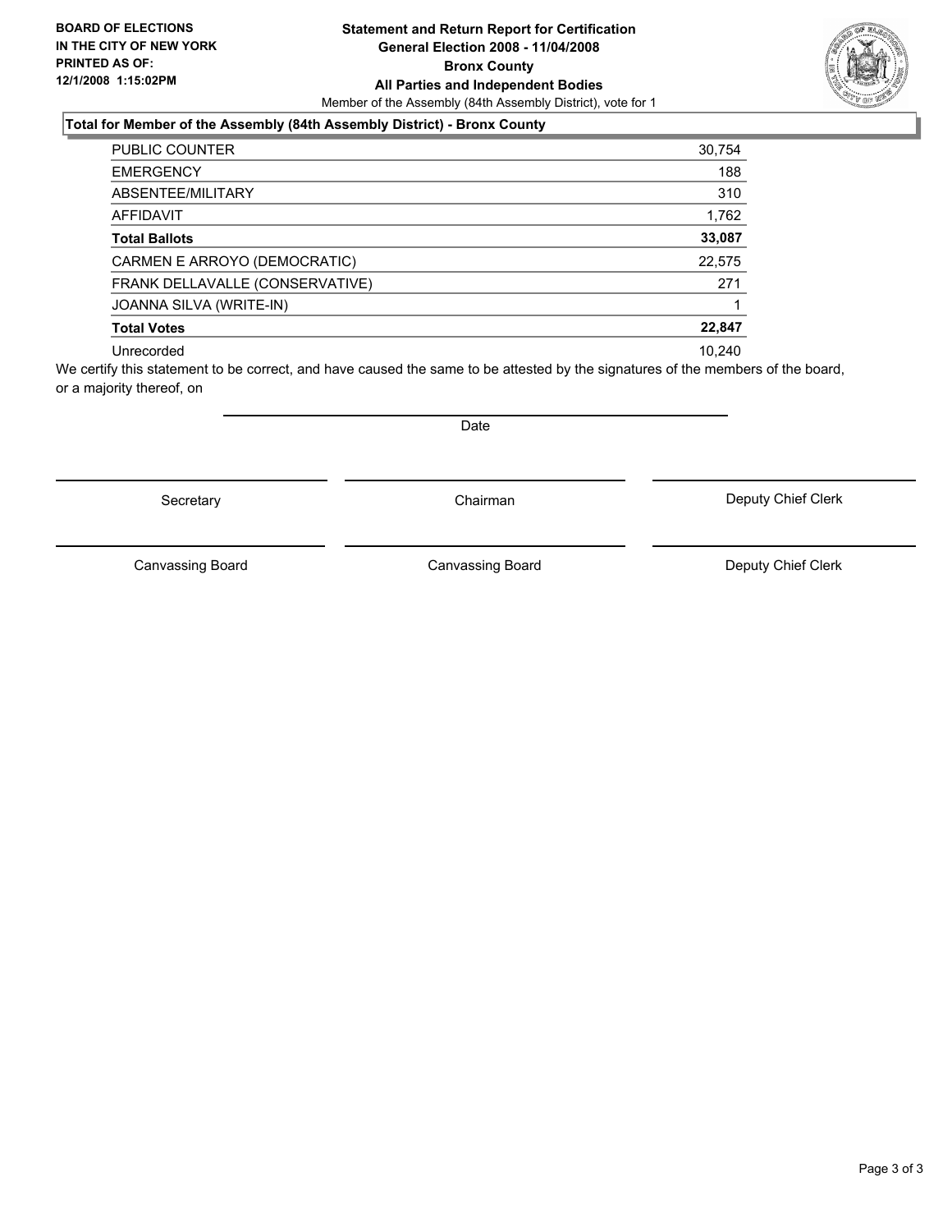**BOARD OF ELECTIONS IN THE CITY OF NEW YORK PRINTED AS OF: 12/1/2008 1:15:02PM**

**Statement and Return Report for Certification**
**General Election 2008 - 11/04/2008**
**Bronx County**
**All Parties and Independent Bodies**
Member of the Assembly (84th Assembly District), vote for 1

**Total for Member of the Assembly (84th Assembly District) - Bronx County**

| | |
|---|---|
| PUBLIC COUNTER | 30,754 |
| EMERGENCY | 188 |
| ABSENTEE/MILITARY | 310 |
| AFFIDAVIT | 1,762 |
| **Total Ballots** | **33,087** |
| CARMEN E ARROYO (DEMOCRATIC) | 22,575 |
| FRANK DELLAVALLE (CONSERVATIVE) | 271 |
| JOANNA SILVA (WRITE-IN) | 1 |
| **Total Votes** | **22,847** |
| Unrecorded | 10,240 |

We certify this statement to be correct, and have caused the same to be attested by the signatures of the members of the board, or a majority thereof, on

Date

Secretary    Chairman    Deputy Chief Clerk

Canvassing Board    Canvassing Board    Deputy Chief Clerk